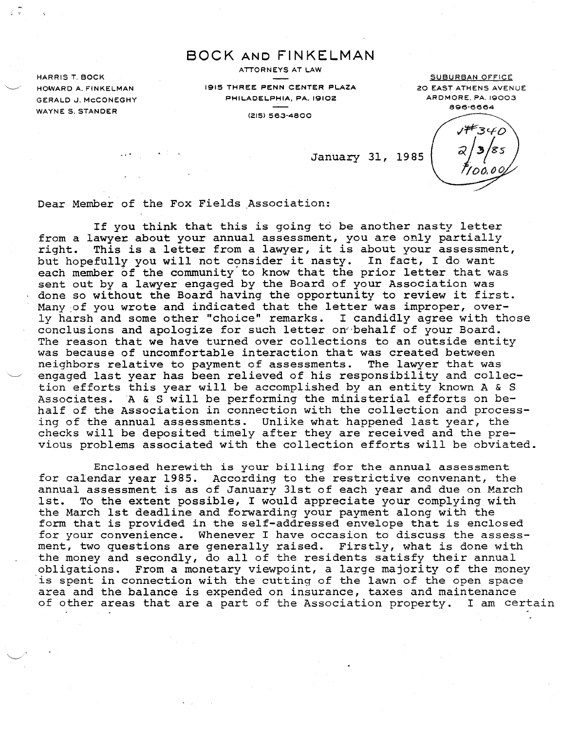# BOCK AND FINKELMAN

ATTORNEYS AT LAW

HARRIS T. BOCK
HOWARD A. FINKELMAN
GERALD J. McCONEGHY
WAYNE S. STANDER

1915 THREE PENN CENTER PLAZA
PHILADELPHIA, PA. 19102
(215) 563-4800

SUBURBAN OFFICE
20 EAST ATHENS AVENUE
ARDMORE, PA. 19003
896-6664

January 31, 1985

#340
2/3/85
$100.00

Dear Member of the Fox Fields Association:

If you think that this is going to be another nasty letter from a lawyer about your annual assessment, you are only partially right. This is a letter from a lawyer, it is about your assessment, but hopefully you will not consider it nasty. In fact, I do want each member of the community to know that the prior letter that was sent out by a lawyer engaged by the Board of your Association was done so without the Board having the opportunity to review it first. Many of you wrote and indicated that the letter was improper, overly harsh and some other "choice" remarks. I candidly agree with those conclusions and apologize for such letter on behalf of your Board. The reason that we have turned over collections to an outside entity was because of uncomfortable interaction that was created between neighbors relative to payment of assessments. The lawyer that was engaged last year has been relieved of his responsibility and collection efforts this year will be accomplished by an entity known A & S Associates. A & S will be performing the ministerial efforts on behalf of the Association in connection with the collection and processing of the annual assessments. Unlike what happened last year, the checks will be deposited timely after they are received and the previous problems associated with the collection efforts will be obviated.

Enclosed herewith is your billing for the annual assessment for calendar year 1985. According to the restrictive convenant, the annual assessment is as of January 31st of each year and due on March 1st. To the extent possible, I would appreciate your complying with the March 1st deadline and forwarding your payment along with the form that is provided in the self-addressed envelope that is enclosed for your convenience. Whenever I have occasion to discuss the assessment, two questions are generally raised. Firstly, what is done with the money and secondly, do all of the residents satisfy their annual obligations. From a monetary viewpoint, a large majority of the money is spent in connection with the cutting of the lawn of the open space area and the balance is expended on insurance, taxes and maintenance of other areas that are a part of the Association property. I am certain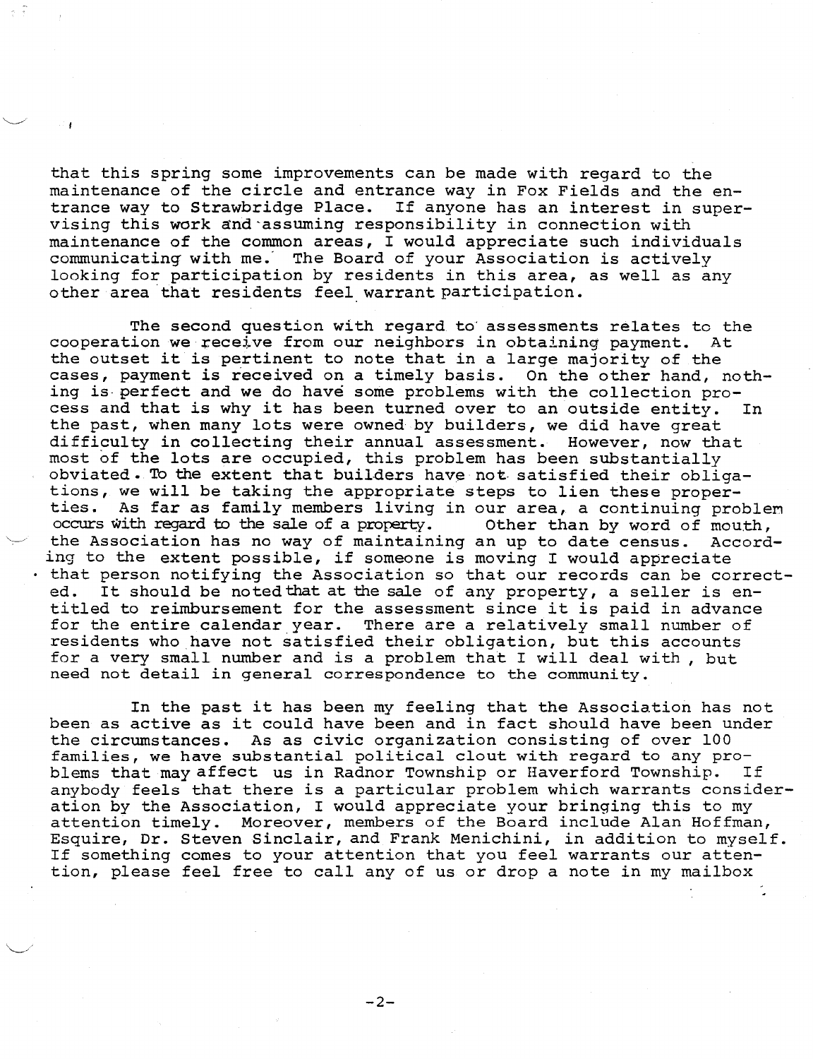that this spring some improvements can be made with regard to the maintenance of the circle and entrance way in Fox Fields and the entrance way to Strawbridge Place. If anyone has an interest in supervising this work and assuming responsibility in connection with maintenance of the common areas, I would appreciate such individuals communicating with me. The Board of your Association is actively looking for participation by residents in this area, as well as any other area that residents feel warrant participation.

The second question with regard to assessments relates to the cooperation we receive from our neighbors in obtaining payment. At the outset it is pertinent to note that in a large majority of the cases, payment is received on a timely basis. On the other hand, nothing is perfect and we do have some problems with the collection process and that is why it has been turned over to an outside entity. In the past, when many lots were owned by builders, we did have great difficulty in collecting their annual assessment. However, now that most of the lots are occupied, this problem has been substantially obviated. To the extent that builders have not satisfied their obligations, we will be taking the appropriate steps to lien these properties. As far as family members living in our area, a continuing problem occurs with regard to the sale of a property. Other than by word of mouth, the Association has no way of maintaining an up to date census. According to the extent possible, if someone is moving I would appreciate that person notifying the Association so that our records can be corrected. It should be noted that at the sale of any property, a seller is entitled to reimbursement for the assessment since it is paid in advance for the entire calendar year. There are a relatively small number of residents who have not satisfied their obligation, but this accounts for a very small number and is a problem that I will deal with , but need not detail in general correspondence to the community.

In the past it has been my feeling that the Association has not been as active as it could have been and in fact should have been under the circumstances. As as civic organization consisting of over 100 families, we have substantial political clout with regard to any problems that may affect us in Radnor Township or Haverford Township. If anybody feels that there is a particular problem which warrants consideration by the Association, I would appreciate your bringing this to my attention timely. Moreover, members of the Board include Alan Hoffman, Esquire, Dr. Steven Sinclair, and Frank Menichini, in addition to myself. If something comes to your attention that you feel warrants our attention, please feel free to call any of us or drop a note in my mailbox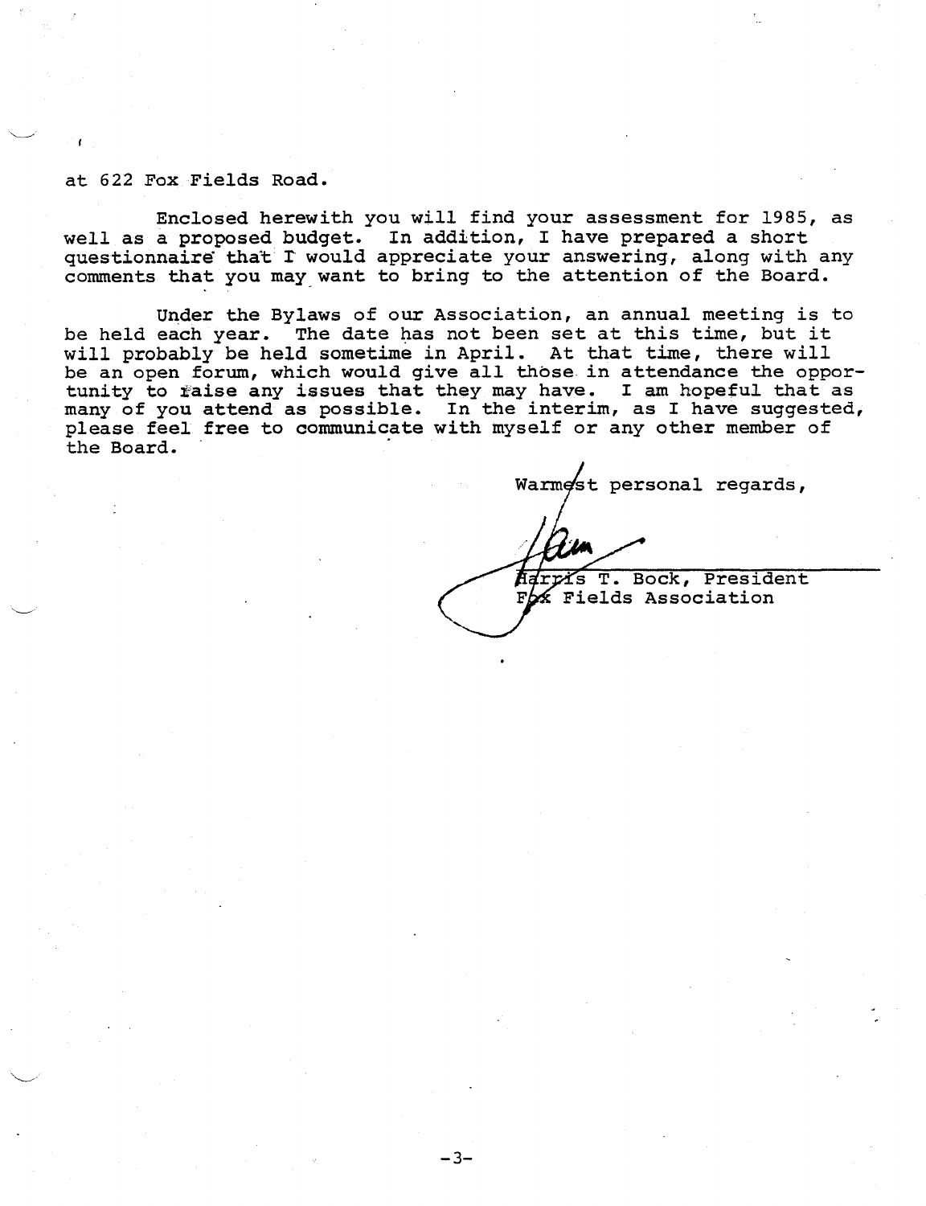at 622 Fox Fields Road.

Enclosed herewith you will find your assessment for 1985, as well as a proposed budget. In addition, I have prepared a short questionnaire that I would appreciate your answering, along with any comments that you may want to bring to the attention of the Board.

Under the Bylaws of our Association, an annual meeting is to be held each year. The date has not been set at this time, but it will probably be held sometime in April. At that time, there will be an open forum, which would give all those in attendance the opportunity to raise any issues that they may have. I am hopeful that as many of you attend as possible. In the interim, as I have suggested, please feel free to communicate with myself or any other member of the Board.

Warmest personal regards,

Harris T. Bock, President
Fox Fields Association